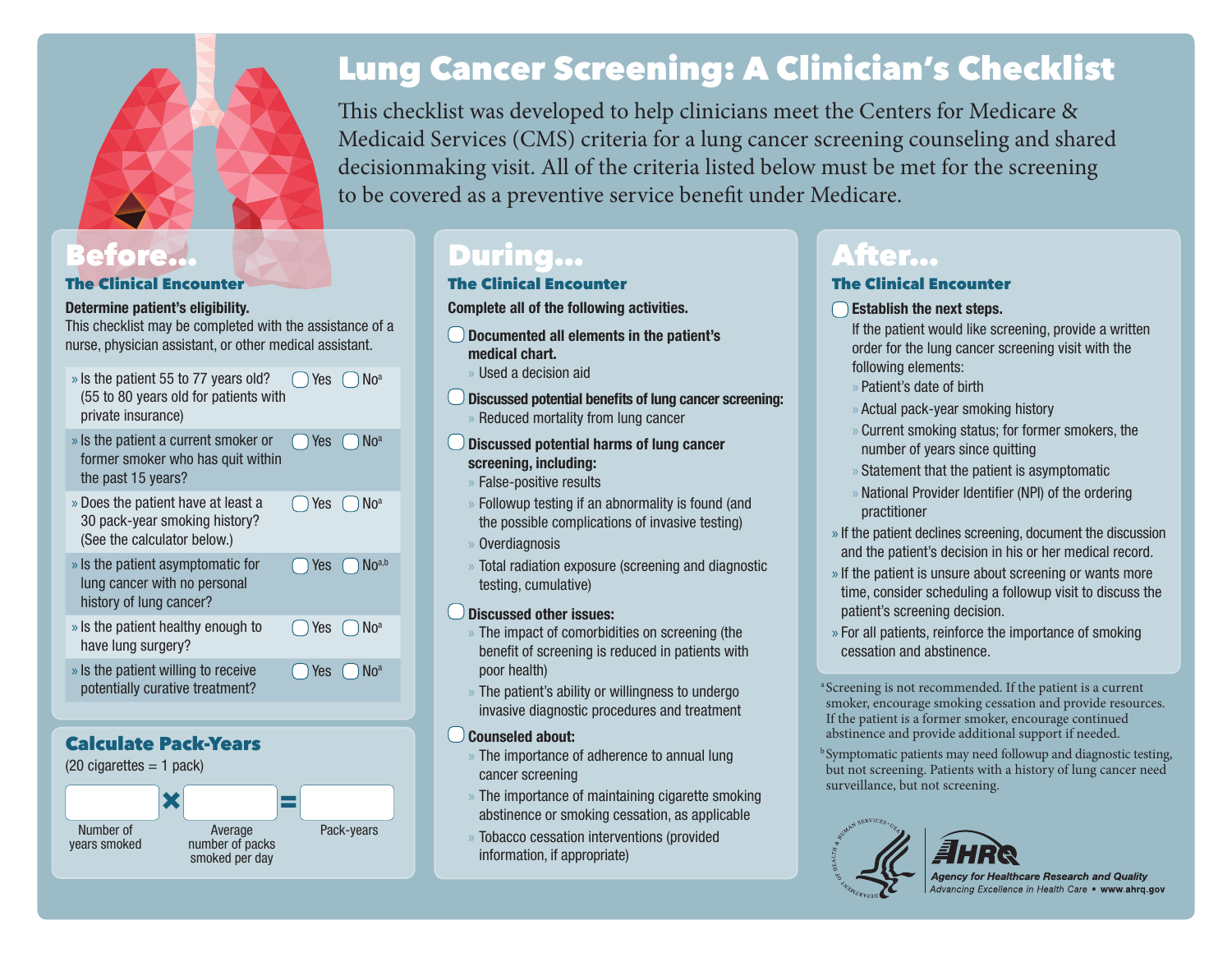# Lung Cancer Screening: A Clinician's Checklist

This checklist was developed to help clinicians meet the Centers for Medicare & Medicaid Services (CMS) criteria for a lung cancer screening counseling and shared decisionmaking visit. All of the criteria listed below must be met for the screening to be covered as a preventive service benefit under Medicare.

## Before...

### The Clinical Encounter

**Determine patient's eligibility.**
This checklist may be completed with the assistance of a nurse, physician assistant, or other medical assistant.

| Question | Yes | No |
|---|---|---|
| » Is the patient 55 to 77 years old? (55 to 80 years old for patients with private insurance) | ◯ Yes | ◯ No[a] |
| » Is the patient a current smoker or former smoker who has quit within the past 15 years? | ◯ Yes | ◯ No[a] |
| » Does the patient have at least a 30 pack-year smoking history? (See the calculator below.) | ◯ Yes | ◯ No[a] |
| » Is the patient asymptomatic for lung cancer with no personal history of lung cancer? | ◯ Yes | ◯ No[a,b] |
| » Is the patient healthy enough to have lung surgery? | ◯ Yes | ◯ No[a] |
| » Is the patient willing to receive potentially curative treatment? | ◯ Yes | ◯ No[a] |

### Calculate Pack-Years

(20 cigarettes = 1 pack)

| Number of years smoked | × | Average number of packs smoked per day | = | Pack-years |
|---|---|---|---|---|
| | × | | = | |

## During...

### The Clinical Encounter

**Complete all of the following activities.**

- ◯ **Documented all elements in the patient's medical chart.**
  - Used a decision aid
- ◯ **Discussed potential benefits of lung cancer screening:**
  - Reduced mortality from lung cancer
- ◯ **Discussed potential harms of lung cancer screening, including:**
  - False-positive results
  - Followup testing if an abnormality is found (and the possible complications of invasive testing)
  - Overdiagnosis
  - Total radiation exposure (screening and diagnostic testing, cumulative)
- ◯ **Discussed other issues:**
  - The impact of comorbidities on screening (the benefit of screening is reduced in patients with poor health)
  - The patient's ability or willingness to undergo invasive diagnostic procedures and treatment
- ◯ **Counseled about:**
  - The importance of adherence to annual lung cancer screening
  - The importance of maintaining cigarette smoking abstinence or smoking cessation, as applicable
  - Tobacco cessation interventions (provided information, if appropriate)

## After...

### The Clinical Encounter

◯ **Establish the next steps.**

If the patient would like screening, provide a written order for the lung cancer screening visit with the following elements:

- Patient's date of birth
- Actual pack-year smoking history
- Current smoking status; for former smokers, the number of years since quitting
- Statement that the patient is asymptomatic
- National Provider Identifier (NPI) of the ordering practitioner

- If the patient declines screening, document the discussion and the patient's decision in his or her medical record.
- If the patient is unsure about screening or wants more time, consider scheduling a followup visit to discuss the patient's screening decision.
- For all patients, reinforce the importance of smoking cessation and abstinence.

[a] Screening is not recommended. If the patient is a current smoker, encourage smoking cessation and provide resources. If the patient is a former smoker, encourage continued abstinence and provide additional support if needed.

[b] Symptomatic patients may need followup and diagnostic testing, but not screening. Patients with a history of lung cancer need surveillance, but not screening.

AHRQ Agency for Healthcare Research and Quality
Advancing Excellence in Health Care • www.ahrq.gov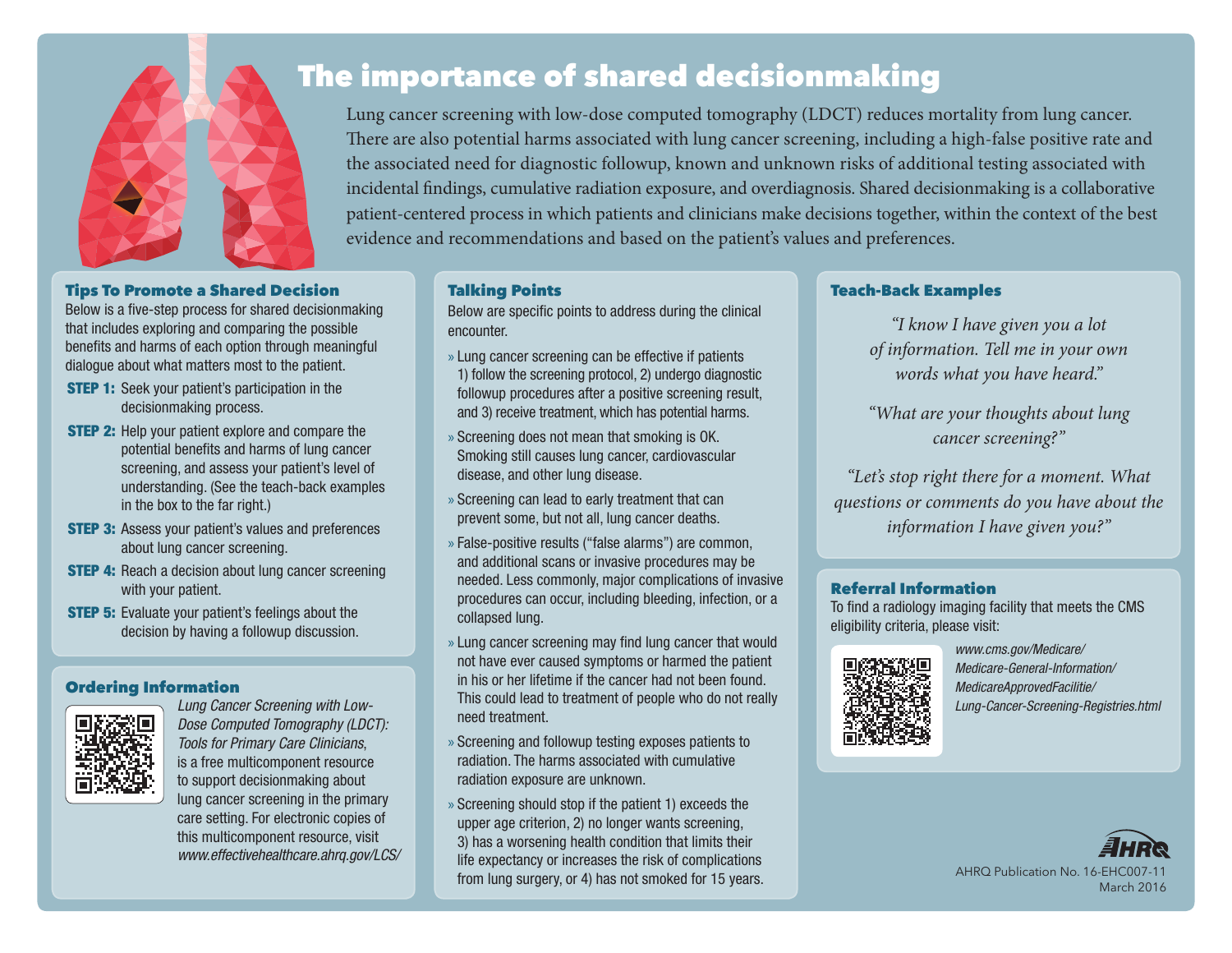# The importance of shared decisionmaking

Lung cancer screening with low-dose computed tomography (LDCT) reduces mortality from lung cancer. There are also potential harms associated with lung cancer screening, including a high-false positive rate and the associated need for diagnostic followup, known and unknown risks of additional testing associated with incidental findings, cumulative radiation exposure, and overdiagnosis. Shared decisionmaking is a collaborative patient-centered process in which patients and clinicians make decisions together, within the context of the best evidence and recommendations and based on the patient's values and preferences.

## Tips To Promote a Shared Decision

Below is a five-step process for shared decisionmaking that includes exploring and comparing the possible benefits and harms of each option through meaningful dialogue about what matters most to the patient.

**STEP 1:** Seek your patient's participation in the decisionmaking process.

**STEP 2:** Help your patient explore and compare the potential benefits and harms of lung cancer screening, and assess your patient's level of understanding. (See the teach-back examples in the box to the far right.)

**STEP 3:** Assess your patient's values and preferences about lung cancer screening.

**STEP 4:** Reach a decision about lung cancer screening with your patient.

**STEP 5:** Evaluate your patient's feelings about the decision by having a followup discussion.

## Ordering Information

*Lung Cancer Screening with Low-Dose Computed Tomography (LDCT): Tools for Primary Care Clinicians*, is a free multicomponent resource to support decisionmaking about lung cancer screening in the primary care setting. For electronic copies of this multicomponent resource, visit *www.effectivehealthcare.ahrq.gov/LCS/*

## Talking Points

Below are specific points to address during the clinical encounter.

- Lung cancer screening can be effective if patients 1) follow the screening protocol, 2) undergo diagnostic followup procedures after a positive screening result, and 3) receive treatment, which has potential harms.
- Screening does not mean that smoking is OK. Smoking still causes lung cancer, cardiovascular disease, and other lung disease.
- Screening can lead to early treatment that can prevent some, but not all, lung cancer deaths.
- False-positive results ("false alarms") are common, and additional scans or invasive procedures may be needed. Less commonly, major complications of invasive procedures can occur, including bleeding, infection, or a collapsed lung.
- Lung cancer screening may find lung cancer that would not have ever caused symptoms or harmed the patient in his or her lifetime if the cancer had not been found. This could lead to treatment of people who do not really need treatment.
- Screening and followup testing exposes patients to radiation. The harms associated with cumulative radiation exposure are unknown.
- Screening should stop if the patient 1) exceeds the upper age criterion, 2) no longer wants screening, 3) has a worsening health condition that limits their life expectancy or increases the risk of complications from lung surgery, or 4) has not smoked for 15 years.

## Teach-Back Examples

*"I know I have given you a lot of information. Tell me in your own words what you have heard."*

*"What are your thoughts about lung cancer screening?"*

*"Let's stop right there for a moment. What questions or comments do you have about the information I have given you?"*

## Referral Information

To find a radiology imaging facility that meets the CMS eligibility criteria, please visit:

*www.cms.gov/Medicare/Medicare-General-Information/MedicareApprovedFacilitie/Lung-Cancer-Screening-Registries.html*

AHRQ Publication No. 16-EHC007-11
March 2016